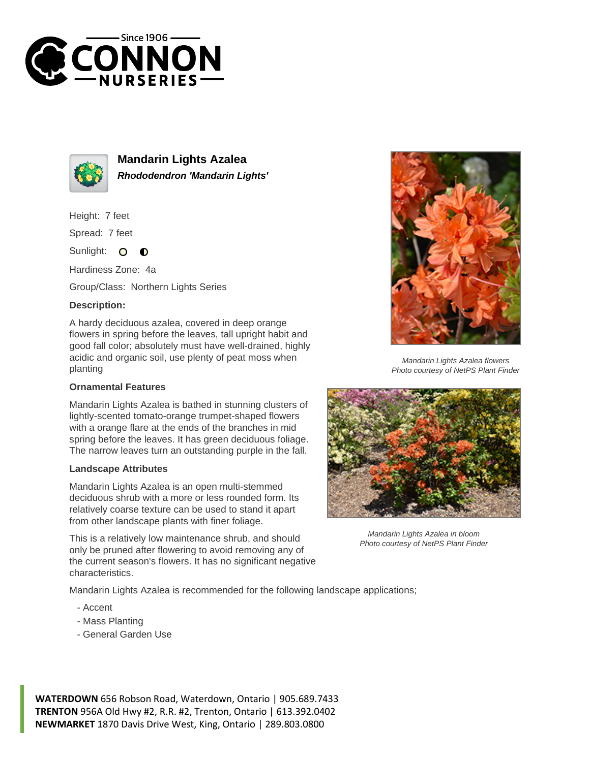Since 1906 CONNON NURSERIES

# Mandarin Lights Azalea

***Rhododendron 'Mandarin Lights'***

Height: 7 feet

Spread: 7 feet

Sunlight:

Hardiness Zone: 4a

Group/Class: Northern Lights Series

**Description:**

A hardy deciduous azalea, covered in deep orange flowers in spring before the leaves, tall upright habit and good fall color; absolutely must have well-drained, highly acidic and organic soil, use plenty of peat moss when planting

### Ornamental Features

Mandarin Lights Azalea is bathed in stunning clusters of lightly-scented tomato-orange trumpet-shaped flowers with a orange flare at the ends of the branches in mid spring before the leaves. It has green deciduous foliage. The narrow leaves turn an outstanding purple in the fall.

### Landscape Attributes

Mandarin Lights Azalea is an open multi-stemmed deciduous shrub with a more or less rounded form. Its relatively coarse texture can be used to stand it apart from other landscape plants with finer foliage.

This is a relatively low maintenance shrub, and should only be pruned after flowering to avoid removing any of the current season's flowers. It has no significant negative characteristics.

Mandarin Lights Azalea is recommended for the following landscape applications;

- Accent
- Mass Planting
- General Garden Use

*Mandarin Lights Azalea flowers*
*Photo courtesy of NetPS Plant Finder*

*Mandarin Lights Azalea in bloom*
*Photo courtesy of NetPS Plant Finder*

**WATERDOWN** 656 Robson Road, Waterdown, Ontario | 905.689.7433
**TRENTON** 956A Old Hwy #2, R.R. #2, Trenton, Ontario | 613.392.0402
**NEWMARKET** 1870 Davis Drive West, King, Ontario | 289.803.0800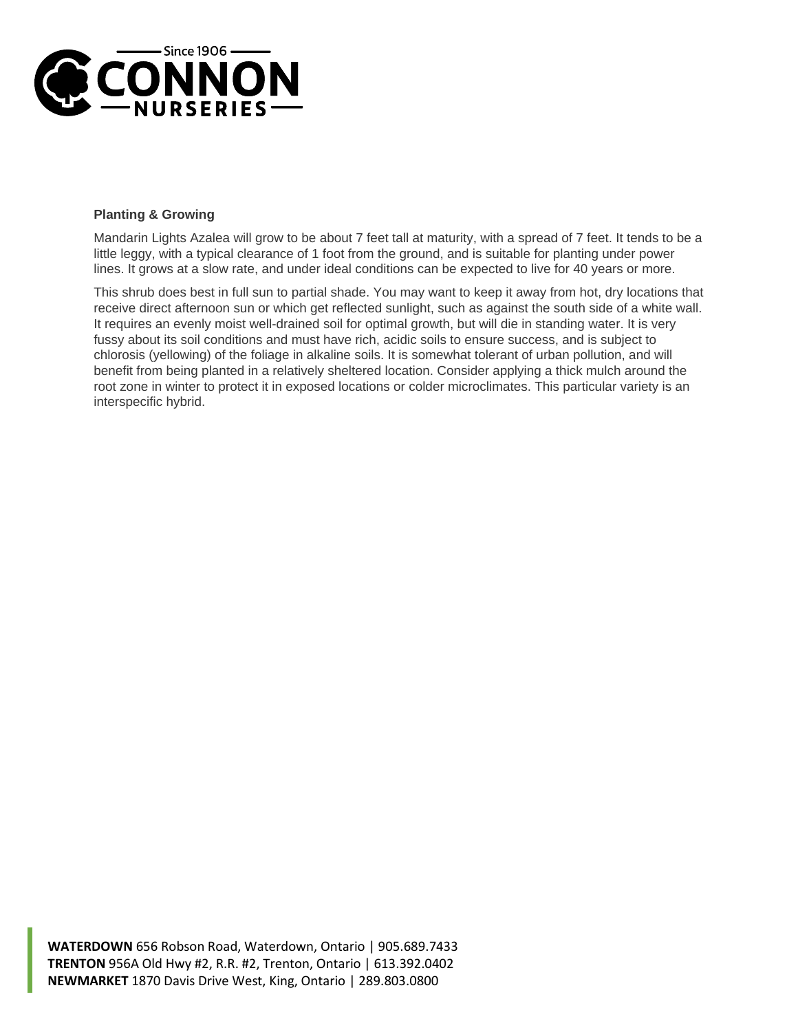**Planting & Growing**

Mandarin Lights Azalea will grow to be about 7 feet tall at maturity, with a spread of 7 feet. It tends to be a little leggy, with a typical clearance of 1 foot from the ground, and is suitable for planting under power lines. It grows at a slow rate, and under ideal conditions can be expected to live for 40 years or more.

This shrub does best in full sun to partial shade. You may want to keep it away from hot, dry locations that receive direct afternoon sun or which get reflected sunlight, such as against the south side of a white wall. It requires an evenly moist well-drained soil for optimal growth, but will die in standing water. It is very fussy about its soil conditions and must have rich, acidic soils to ensure success, and is subject to chlorosis (yellowing) of the foliage in alkaline soils. It is somewhat tolerant of urban pollution, and will benefit from being planted in a relatively sheltered location. Consider applying a thick mulch around the root zone in winter to protect it in exposed locations or colder microclimates. This particular variety is an interspecific hybrid.